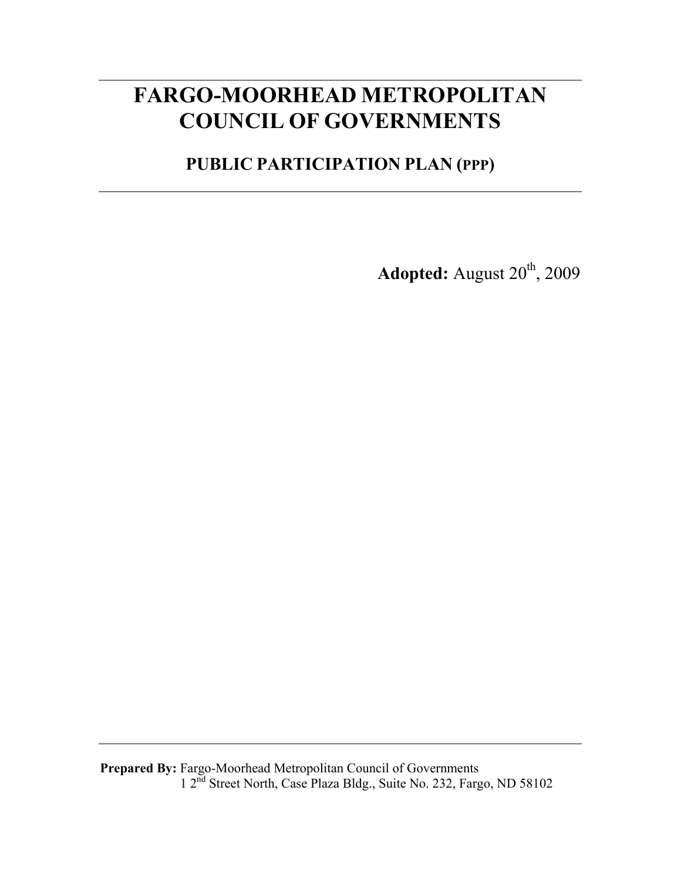# FARGO-MOORHEAD METROPOLITAN COUNCIL OF GOVERNMENTS

## PUBLIC PARTICIPATION PLAN (PPP)

**Adopted:** August 20th, 2009

**Prepared By:** Fargo-Moorhead Metropolitan Council of Governments
1 2nd Street North, Case Plaza Bldg., Suite No. 232, Fargo, ND 58102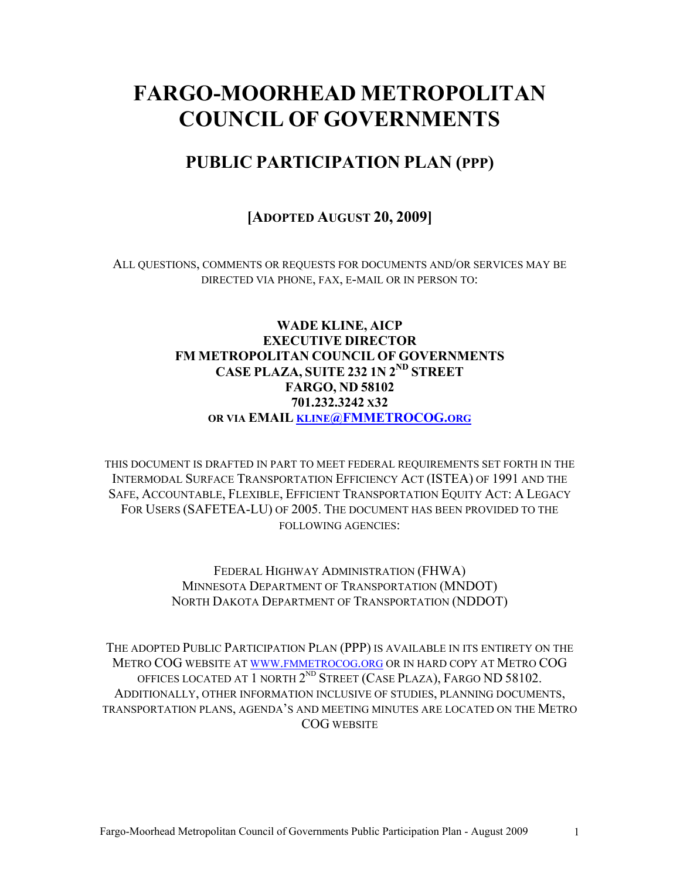# FARGO-MOORHEAD METROPOLITAN COUNCIL OF GOVERNMENTS

## PUBLIC PARTICIPATION PLAN (PPP)

**[ADOPTED AUGUST 20, 2009]**

ALL QUESTIONS, COMMENTS OR REQUESTS FOR DOCUMENTS AND/OR SERVICES MAY BE DIRECTED VIA PHONE, FAX, E-MAIL OR IN PERSON TO:

**WADE KLINE, AICP**
**EXECUTIVE DIRECTOR**
**FM METROPOLITAN COUNCIL OF GOVERNMENTS**
**CASE PLAZA, SUITE 232 1N 2ND STREET**
**FARGO, ND 58102**
**701.232.3242 X32**
**OR VIA EMAIL KLINE@FMMETROCOG.ORG**

THIS DOCUMENT IS DRAFTED IN PART TO MEET FEDERAL REQUIREMENTS SET FORTH IN THE INTERMODAL SURFACE TRANSPORTATION EFFICIENCY ACT (ISTEA) OF 1991 AND THE SAFE, ACCOUNTABLE, FLEXIBLE, EFFICIENT TRANSPORTATION EQUITY ACT: A LEGACY FOR USERS (SAFETEA-LU) OF 2005. THE DOCUMENT HAS BEEN PROVIDED TO THE FOLLOWING AGENCIES:

FEDERAL HIGHWAY ADMINISTRATION (FHWA)
MINNESOTA DEPARTMENT OF TRANSPORTATION (MNDOT)
NORTH DAKOTA DEPARTMENT OF TRANSPORTATION (NDDOT)

THE ADOPTED PUBLIC PARTICIPATION PLAN (PPP) IS AVAILABLE IN ITS ENTIRETY ON THE METRO COG WEBSITE AT WWW.FMMETROCOG.ORG OR IN HARD COPY AT METRO COG OFFICES LOCATED AT 1 NORTH 2ND STREET (CASE PLAZA), FARGO ND 58102. ADDITIONALLY, OTHER INFORMATION INCLUSIVE OF STUDIES, PLANNING DOCUMENTS, TRANSPORTATION PLANS, AGENDA'S AND MEETING MINUTES ARE LOCATED ON THE METRO COG WEBSITE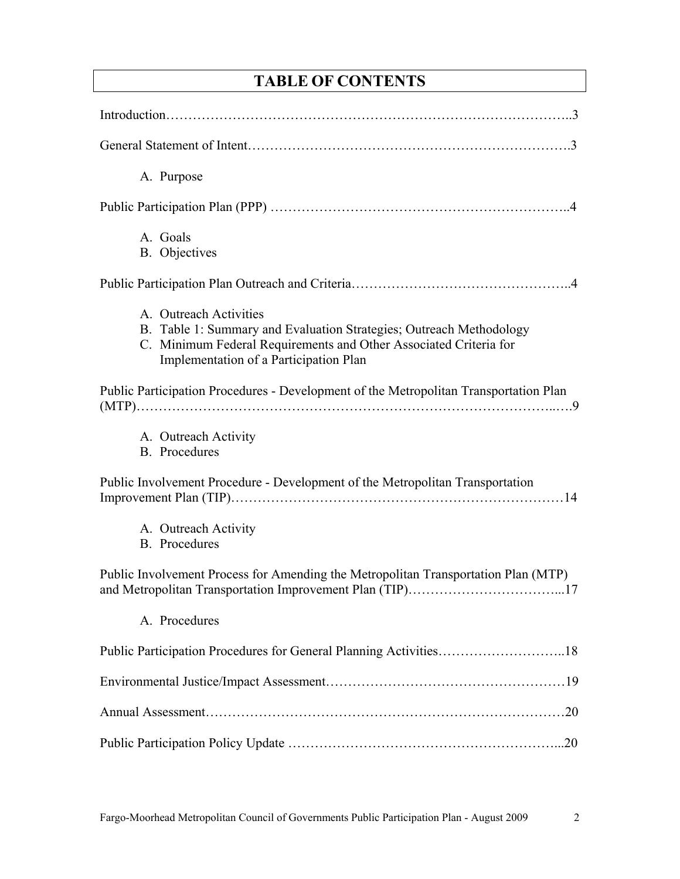# TABLE OF CONTENTS

Introduction……………………………………………………………………………..3

General Statement of Intent……………………………………………………………….3

A. Purpose

Public Participation Plan (PPP) …………………………………………………………..4

A. Goals
B. Objectives

Public Participation Plan Outreach and Criteria…………………………………………..4

A. Outreach Activities
B. Table 1: Summary and Evaluation Strategies; Outreach Methodology
C. Minimum Federal Requirements and Other Associated Criteria for Implementation of a Participation Plan

Public Participation Procedures - Development of the Metropolitan Transportation Plan (MTP)………………………………………………………………………………..….9

A. Outreach Activity
B. Procedures

Public Involvement Procedure - Development of the Metropolitan Transportation Improvement Plan (TIP)…………………………………………………………………14

A. Outreach Activity
B. Procedures

Public Involvement Process for Amending the Metropolitan Transportation Plan (MTP) and Metropolitan Transportation Improvement Plan (TIP)……………………………...17

A. Procedures

Public Participation Procedures for General Planning Activities………………………..18

Environmental Justice/Impact Assessment………………………………………………19

Annual Assessment………………………………………………………………………20

Public Participation Policy Update ……………………………………………………...20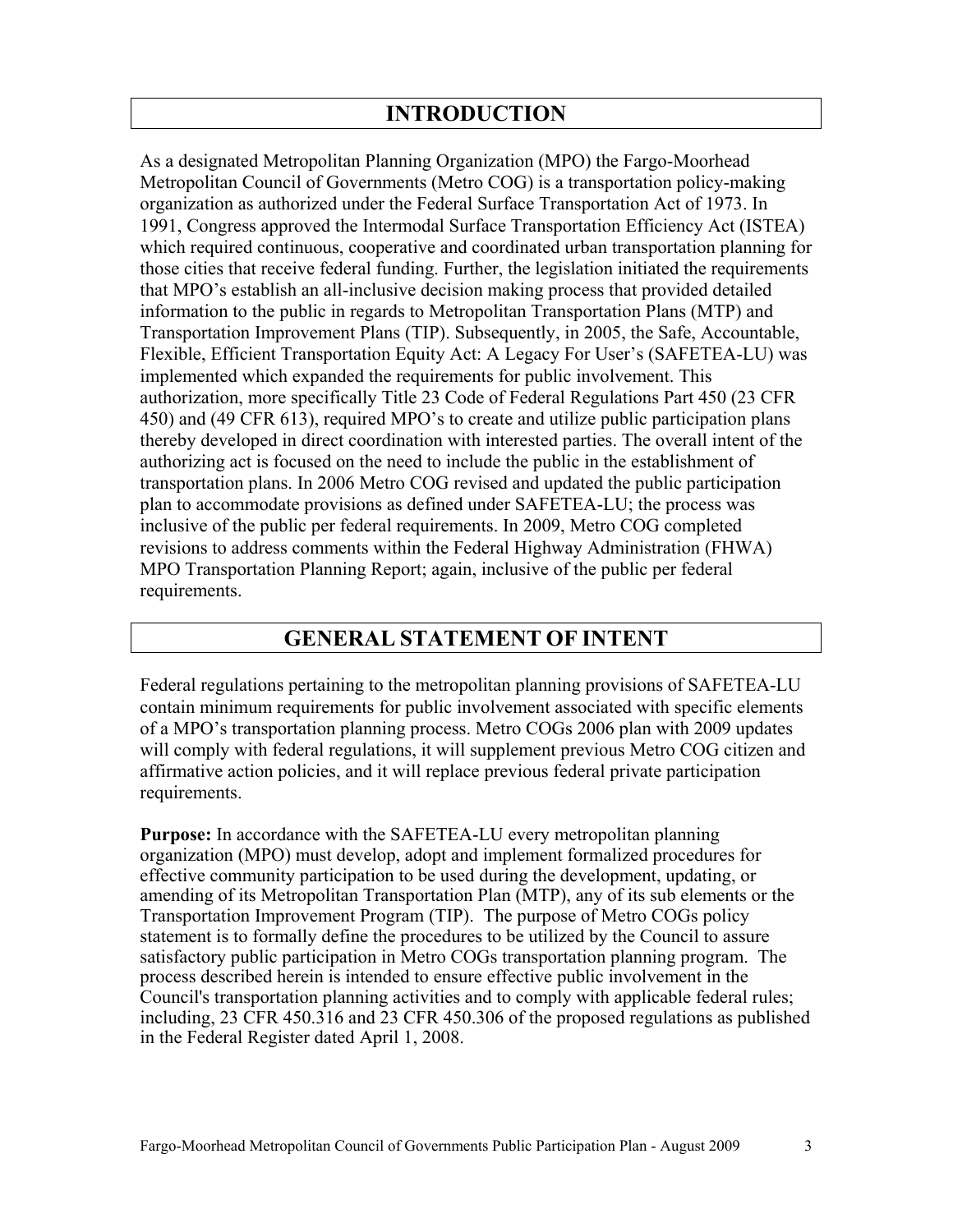# INTRODUCTION

As a designated Metropolitan Planning Organization (MPO) the Fargo-Moorhead Metropolitan Council of Governments (Metro COG) is a transportation policy-making organization as authorized under the Federal Surface Transportation Act of 1973. In 1991, Congress approved the Intermodal Surface Transportation Efficiency Act (ISTEA) which required continuous, cooperative and coordinated urban transportation planning for those cities that receive federal funding. Further, the legislation initiated the requirements that MPO's establish an all-inclusive decision making process that provided detailed information to the public in regards to Metropolitan Transportation Plans (MTP) and Transportation Improvement Plans (TIP). Subsequently, in 2005, the Safe, Accountable, Flexible, Efficient Transportation Equity Act: A Legacy For User's (SAFETEA-LU) was implemented which expanded the requirements for public involvement. This authorization, more specifically Title 23 Code of Federal Regulations Part 450 (23 CFR 450) and (49 CFR 613), required MPO's to create and utilize public participation plans thereby developed in direct coordination with interested parties. The overall intent of the authorizing act is focused on the need to include the public in the establishment of transportation plans. In 2006 Metro COG revised and updated the public participation plan to accommodate provisions as defined under SAFETEA-LU; the process was inclusive of the public per federal requirements. In 2009, Metro COG completed revisions to address comments within the Federal Highway Administration (FHWA) MPO Transportation Planning Report; again, inclusive of the public per federal requirements.

# GENERAL STATEMENT OF INTENT

Federal regulations pertaining to the metropolitan planning provisions of SAFETEA-LU contain minimum requirements for public involvement associated with specific elements of a MPO's transportation planning process. Metro COGs 2006 plan with 2009 updates will comply with federal regulations, it will supplement previous Metro COG citizen and affirmative action policies, and it will replace previous federal private participation requirements.

**Purpose:** In accordance with the SAFETEA-LU every metropolitan planning organization (MPO) must develop, adopt and implement formalized procedures for effective community participation to be used during the development, updating, or amending of its Metropolitan Transportation Plan (MTP), any of its sub elements or the Transportation Improvement Program (TIP). The purpose of Metro COGs policy statement is to formally define the procedures to be utilized by the Council to assure satisfactory public participation in Metro COGs transportation planning program. The process described herein is intended to ensure effective public involvement in the Council's transportation planning activities and to comply with applicable federal rules; including, 23 CFR 450.316 and 23 CFR 450.306 of the proposed regulations as published in the Federal Register dated April 1, 2008.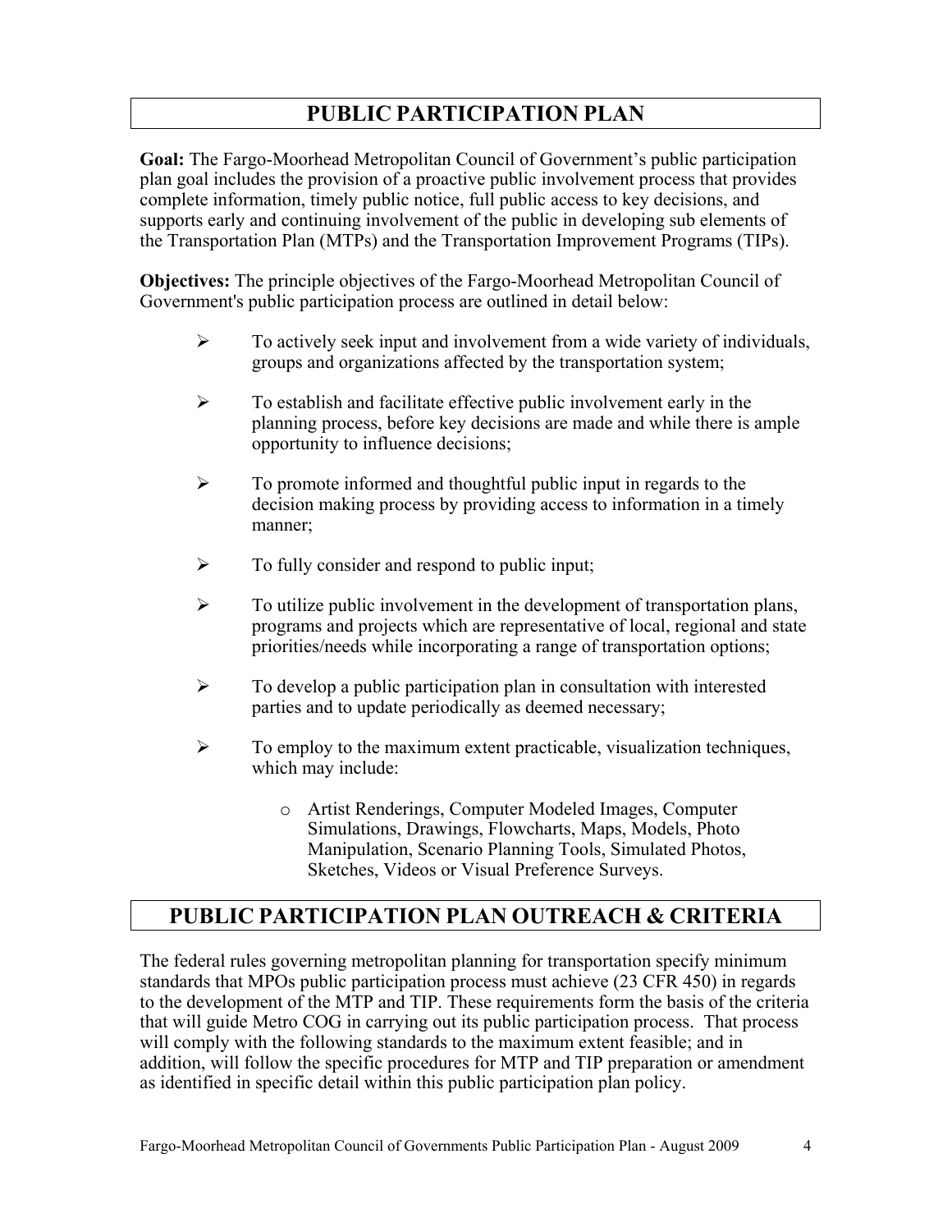## PUBLIC PARTICIPATION PLAN

**Goal:** The Fargo-Moorhead Metropolitan Council of Government's public participation plan goal includes the provision of a proactive public involvement process that provides complete information, timely public notice, full public access to key decisions, and supports early and continuing involvement of the public in developing sub elements of the Transportation Plan (MTPs) and the Transportation Improvement Programs (TIPs).

**Objectives:** The principle objectives of the Fargo-Moorhead Metropolitan Council of Government's public participation process are outlined in detail below:

- To actively seek input and involvement from a wide variety of individuals, groups and organizations affected by the transportation system;
- To establish and facilitate effective public involvement early in the planning process, before key decisions are made and while there is ample opportunity to influence decisions;
- To promote informed and thoughtful public input in regards to the decision making process by providing access to information in a timely manner;
- To fully consider and respond to public input;
- To utilize public involvement in the development of transportation plans, programs and projects which are representative of local, regional and state priorities/needs while incorporating a range of transportation options;
- To develop a public participation plan in consultation with interested parties and to update periodically as deemed necessary;
- To employ to the maximum extent practicable, visualization techniques, which may include:
    - Artist Renderings, Computer Modeled Images, Computer Simulations, Drawings, Flowcharts, Maps, Models, Photo Manipulation, Scenario Planning Tools, Simulated Photos, Sketches, Videos or Visual Preference Surveys.

## PUBLIC PARTICIPATION PLAN OUTREACH & CRITERIA

The federal rules governing metropolitan planning for transportation specify minimum standards that MPOs public participation process must achieve (23 CFR 450) in regards to the development of the MTP and TIP. These requirements form the basis of the criteria that will guide Metro COG in carrying out its public participation process. That process will comply with the following standards to the maximum extent feasible; and in addition, will follow the specific procedures for MTP and TIP preparation or amendment as identified in specific detail within this public participation plan policy.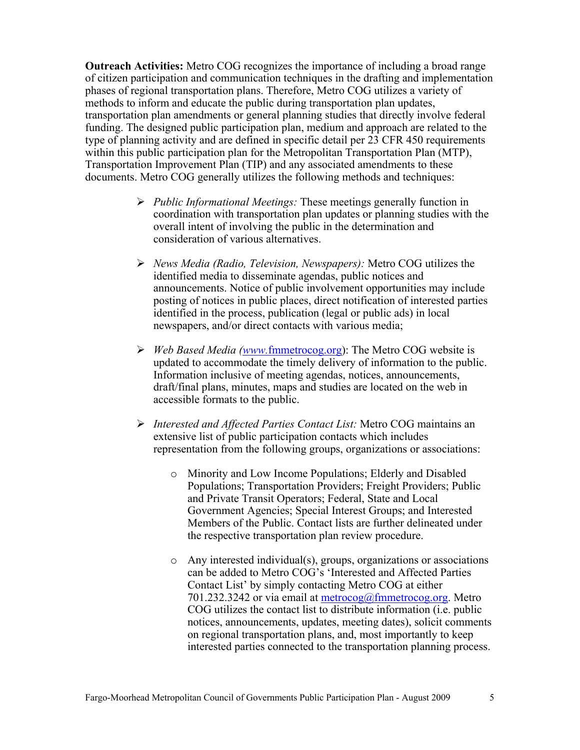**Outreach Activities:** Metro COG recognizes the importance of including a broad range of citizen participation and communication techniques in the drafting and implementation phases of regional transportation plans. Therefore, Metro COG utilizes a variety of methods to inform and educate the public during transportation plan updates, transportation plan amendments or general planning studies that directly involve federal funding. The designed public participation plan, medium and approach are related to the type of planning activity and are defined in specific detail per 23 CFR 450 requirements within this public participation plan for the Metropolitan Transportation Plan (MTP), Transportation Improvement Plan (TIP) and any associated amendments to these documents. Metro COG generally utilizes the following methods and techniques:

- *Public Informational Meetings:* These meetings generally function in coordination with transportation plan updates or planning studies with the overall intent of involving the public in the determination and consideration of various alternatives.

- *News Media (Radio, Television, Newspapers):* Metro COG utilizes the identified media to disseminate agendas, public notices and announcements. Notice of public involvement opportunities may include posting of notices in public places, direct notification of interested parties identified in the process, publication (legal or public ads) in local newspapers, and/or direct contacts with various media;

- *Web Based Media (www.*fmmetrocog.org): The Metro COG website is updated to accommodate the timely delivery of information to the public. Information inclusive of meeting agendas, notices, announcements, draft/final plans, minutes, maps and studies are located on the web in accessible formats to the public.

- *Interested and Affected Parties Contact List:* Metro COG maintains an extensive list of public participation contacts which includes representation from the following groups, organizations or associations:

  - Minority and Low Income Populations; Elderly and Disabled Populations; Transportation Providers; Freight Providers; Public and Private Transit Operators; Federal, State and Local Government Agencies; Special Interest Groups; and Interested Members of the Public. Contact lists are further delineated under the respective transportation plan review procedure.

  - Any interested individual(s), groups, organizations or associations can be added to Metro COG's 'Interested and Affected Parties Contact List' by simply contacting Metro COG at either 701.232.3242 or via email at metrocog@fmmetrocog.org. Metro COG utilizes the contact list to distribute information (i.e. public notices, announcements, updates, meeting dates), solicit comments on regional transportation plans, and, most importantly to keep interested parties connected to the transportation planning process.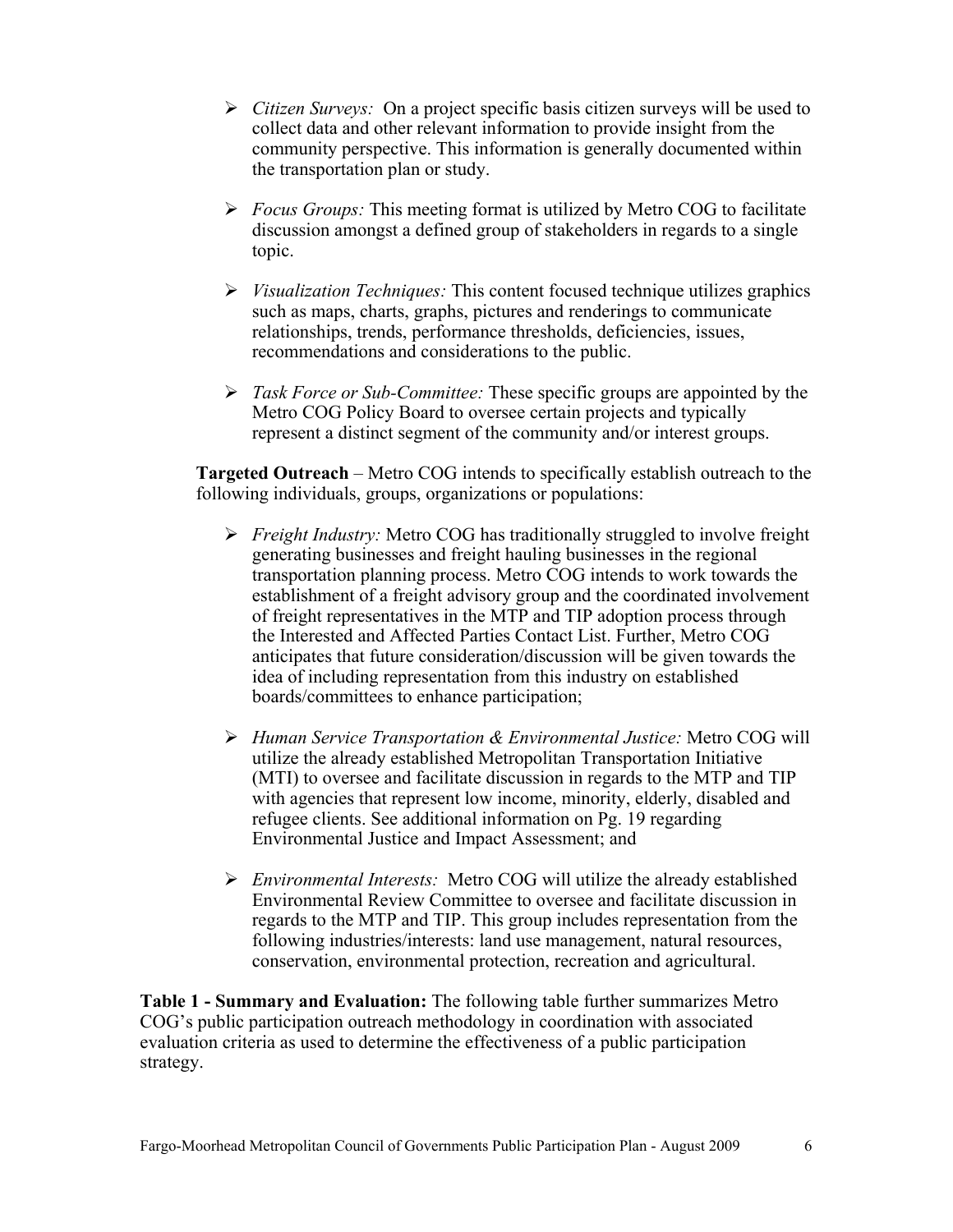- *Citizen Surveys:* On a project specific basis citizen surveys will be used to collect data and other relevant information to provide insight from the community perspective. This information is generally documented within the transportation plan or study.

- *Focus Groups:* This meeting format is utilized by Metro COG to facilitate discussion amongst a defined group of stakeholders in regards to a single topic.

- *Visualization Techniques:* This content focused technique utilizes graphics such as maps, charts, graphs, pictures and renderings to communicate relationships, trends, performance thresholds, deficiencies, issues, recommendations and considerations to the public.

- *Task Force or Sub-Committee:* These specific groups are appointed by the Metro COG Policy Board to oversee certain projects and typically represent a distinct segment of the community and/or interest groups.

**Targeted Outreach** – Metro COG intends to specifically establish outreach to the following individuals, groups, organizations or populations:

- *Freight Industry:* Metro COG has traditionally struggled to involve freight generating businesses and freight hauling businesses in the regional transportation planning process. Metro COG intends to work towards the establishment of a freight advisory group and the coordinated involvement of freight representatives in the MTP and TIP adoption process through the Interested and Affected Parties Contact List. Further, Metro COG anticipates that future consideration/discussion will be given towards the idea of including representation from this industry on established boards/committees to enhance participation;

- *Human Service Transportation & Environmental Justice:* Metro COG will utilize the already established Metropolitan Transportation Initiative (MTI) to oversee and facilitate discussion in regards to the MTP and TIP with agencies that represent low income, minority, elderly, disabled and refugee clients. See additional information on Pg. 19 regarding Environmental Justice and Impact Assessment; and

- *Environmental Interests:* Metro COG will utilize the already established Environmental Review Committee to oversee and facilitate discussion in regards to the MTP and TIP. This group includes representation from the following industries/interests: land use management, natural resources, conservation, environmental protection, recreation and agricultural.

**Table 1 - Summary and Evaluation:** The following table further summarizes Metro COG's public participation outreach methodology in coordination with associated evaluation criteria as used to determine the effectiveness of a public participation strategy.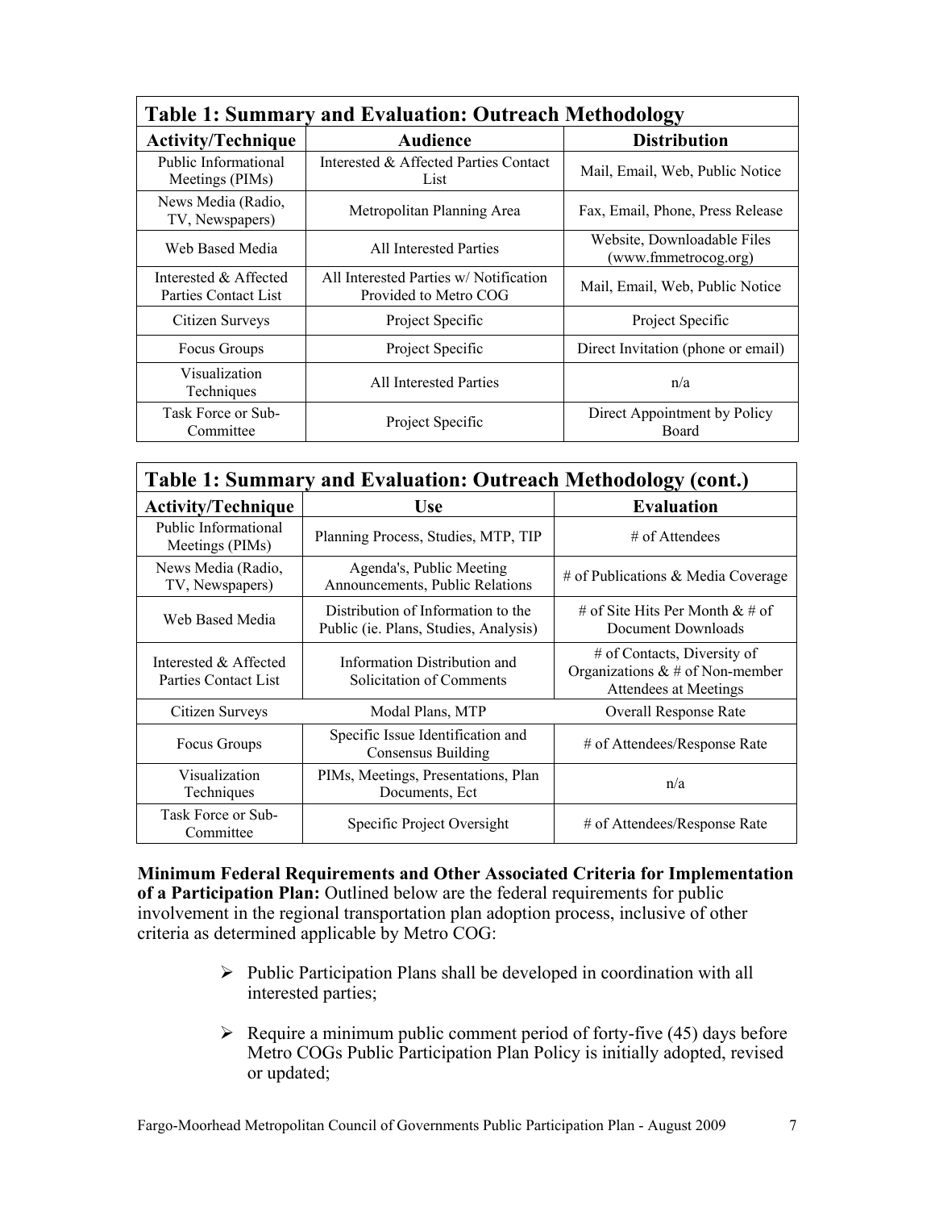| Table 1: Summary and Evaluation: Outreach Methodology | | |
|---|---|---|
| **Activity/Technique** | **Audience** | **Distribution** |
| Public Informational Meetings (PIMs) | Interested & Affected Parties Contact List | Mail, Email, Web, Public Notice |
| News Media (Radio, TV, Newspapers) | Metropolitan Planning Area | Fax, Email, Phone, Press Release |
| Web Based Media | All Interested Parties | Website, Downloadable Files (www.fmmetrocog.org) |
| Interested & Affected Parties Contact List | All Interested Parties w/ Notification Provided to Metro COG | Mail, Email, Web, Public Notice |
| Citizen Surveys | Project Specific | Project Specific |
| Focus Groups | Project Specific | Direct Invitation (phone or email) |
| Visualization Techniques | All Interested Parties | n/a |
| Task Force or Sub-Committee | Project Specific | Direct Appointment by Policy Board |

| Table 1: Summary and Evaluation: Outreach Methodology (cont.) | | |
|---|---|---|
| **Activity/Technique** | **Use** | **Evaluation** |
| Public Informational Meetings (PIMs) | Planning Process, Studies, MTP, TIP | # of Attendees |
| News Media (Radio, TV, Newspapers) | Agenda's, Public Meeting Announcements, Public Relations | # of Publications & Media Coverage |
| Web Based Media | Distribution of Information to the Public (ie. Plans, Studies, Analysis) | # of Site Hits Per Month & # of Document Downloads |
| Interested & Affected Parties Contact List | Information Distribution and Solicitation of Comments | # of Contacts, Diversity of Organizations & # of Non-member Attendees at Meetings |
| Citizen Surveys | Modal Plans, MTP | Overall Response Rate |
| Focus Groups | Specific Issue Identification and Consensus Building | # of Attendees/Response Rate |
| Visualization Techniques | PIMs, Meetings, Presentations, Plan Documents, Ect | n/a |
| Task Force or Sub-Committee | Specific Project Oversight | # of Attendees/Response Rate |

**Minimum Federal Requirements and Other Associated Criteria for Implementation of a Participation Plan:** Outlined below are the federal requirements for public involvement in the regional transportation plan adoption process, inclusive of other criteria as determined applicable by Metro COG:

- Public Participation Plans shall be developed in coordination with all interested parties;
- Require a minimum public comment period of forty-five (45) days before Metro COGs Public Participation Plan Policy is initially adopted, revised or updated;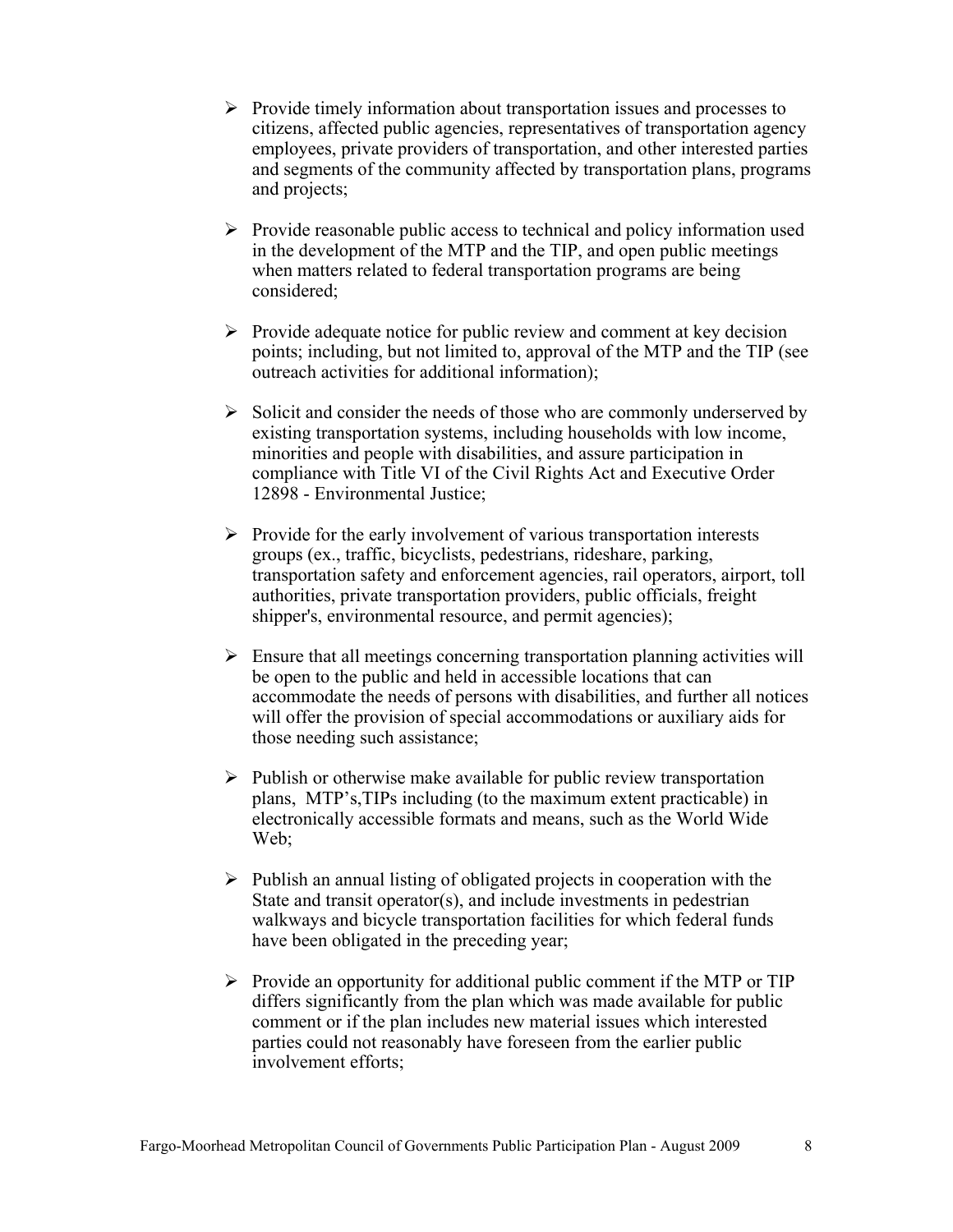- Provide timely information about transportation issues and processes to citizens, affected public agencies, representatives of transportation agency employees, private providers of transportation, and other interested parties and segments of the community affected by transportation plans, programs and projects;

- Provide reasonable public access to technical and policy information used in the development of the MTP and the TIP, and open public meetings when matters related to federal transportation programs are being considered;

- Provide adequate notice for public review and comment at key decision points; including, but not limited to, approval of the MTP and the TIP (see outreach activities for additional information);

- Solicit and consider the needs of those who are commonly underserved by existing transportation systems, including households with low income, minorities and people with disabilities, and assure participation in compliance with Title VI of the Civil Rights Act and Executive Order 12898 - Environmental Justice;

- Provide for the early involvement of various transportation interests groups (ex., traffic, bicyclists, pedestrians, rideshare, parking, transportation safety and enforcement agencies, rail operators, airport, toll authorities, private transportation providers, public officials, freight shipper's, environmental resource, and permit agencies);

- Ensure that all meetings concerning transportation planning activities will be open to the public and held in accessible locations that can accommodate the needs of persons with disabilities, and further all notices will offer the provision of special accommodations or auxiliary aids for those needing such assistance;

- Publish or otherwise make available for public review transportation plans, MTP's,TIPs including (to the maximum extent practicable) in electronically accessible formats and means, such as the World Wide Web;

- Publish an annual listing of obligated projects in cooperation with the State and transit operator(s), and include investments in pedestrian walkways and bicycle transportation facilities for which federal funds have been obligated in the preceding year;

- Provide an opportunity for additional public comment if the MTP or TIP differs significantly from the plan which was made available for public comment or if the plan includes new material issues which interested parties could not reasonably have foreseen from the earlier public involvement efforts;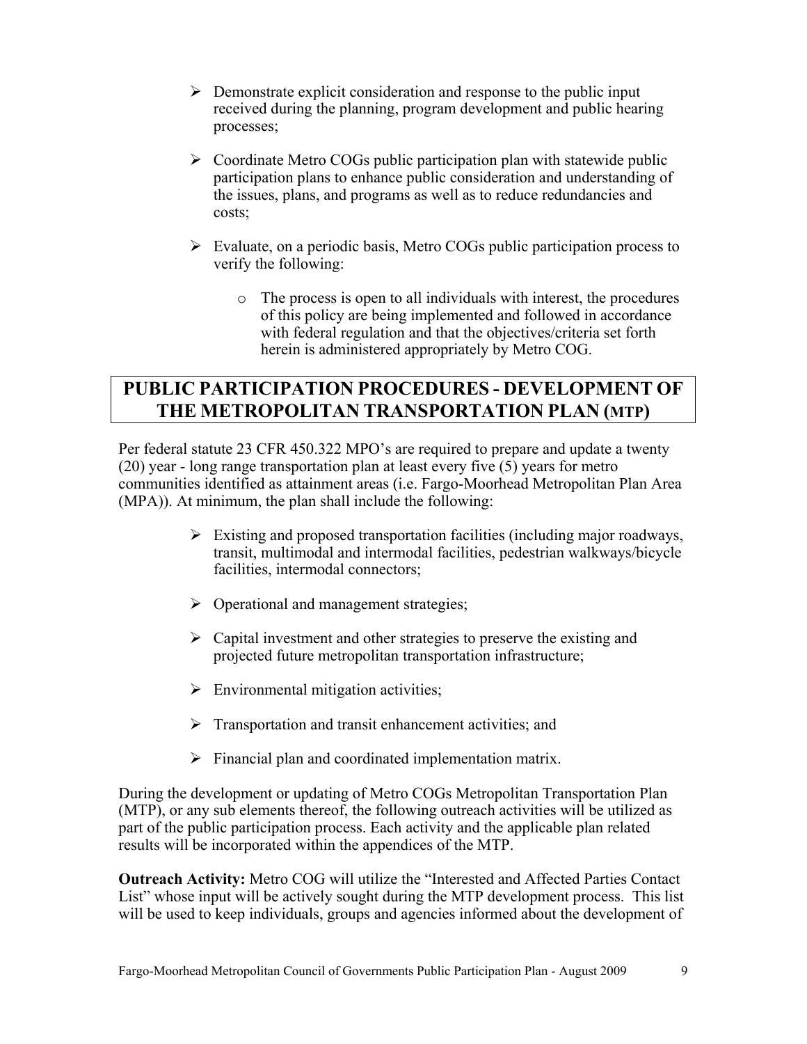- Demonstrate explicit consideration and response to the public input received during the planning, program development and public hearing processes;

- Coordinate Metro COGs public participation plan with statewide public participation plans to enhance public consideration and understanding of the issues, plans, and programs as well as to reduce redundancies and costs;

- Evaluate, on a periodic basis, Metro COGs public participation process to verify the following:

    - The process is open to all individuals with interest, the procedures of this policy are being implemented and followed in accordance with federal regulation and that the objectives/criteria set forth herein is administered appropriately by Metro COG.

## PUBLIC PARTICIPATION PROCEDURES - DEVELOPMENT OF THE METROPOLITAN TRANSPORTATION PLAN (MTP)

Per federal statute 23 CFR 450.322 MPO's are required to prepare and update a twenty (20) year - long range transportation plan at least every five (5) years for metro communities identified as attainment areas (i.e. Fargo-Moorhead Metropolitan Plan Area (MPA)). At minimum, the plan shall include the following:

- Existing and proposed transportation facilities (including major roadways, transit, multimodal and intermodal facilities, pedestrian walkways/bicycle facilities, intermodal connectors;

- Operational and management strategies;

- Capital investment and other strategies to preserve the existing and projected future metropolitan transportation infrastructure;

- Environmental mitigation activities;

- Transportation and transit enhancement activities; and

- Financial plan and coordinated implementation matrix.

During the development or updating of Metro COGs Metropolitan Transportation Plan (MTP), or any sub elements thereof, the following outreach activities will be utilized as part of the public participation process. Each activity and the applicable plan related results will be incorporated within the appendices of the MTP.

**Outreach Activity:** Metro COG will utilize the "Interested and Affected Parties Contact List" whose input will be actively sought during the MTP development process. This list will be used to keep individuals, groups and agencies informed about the development of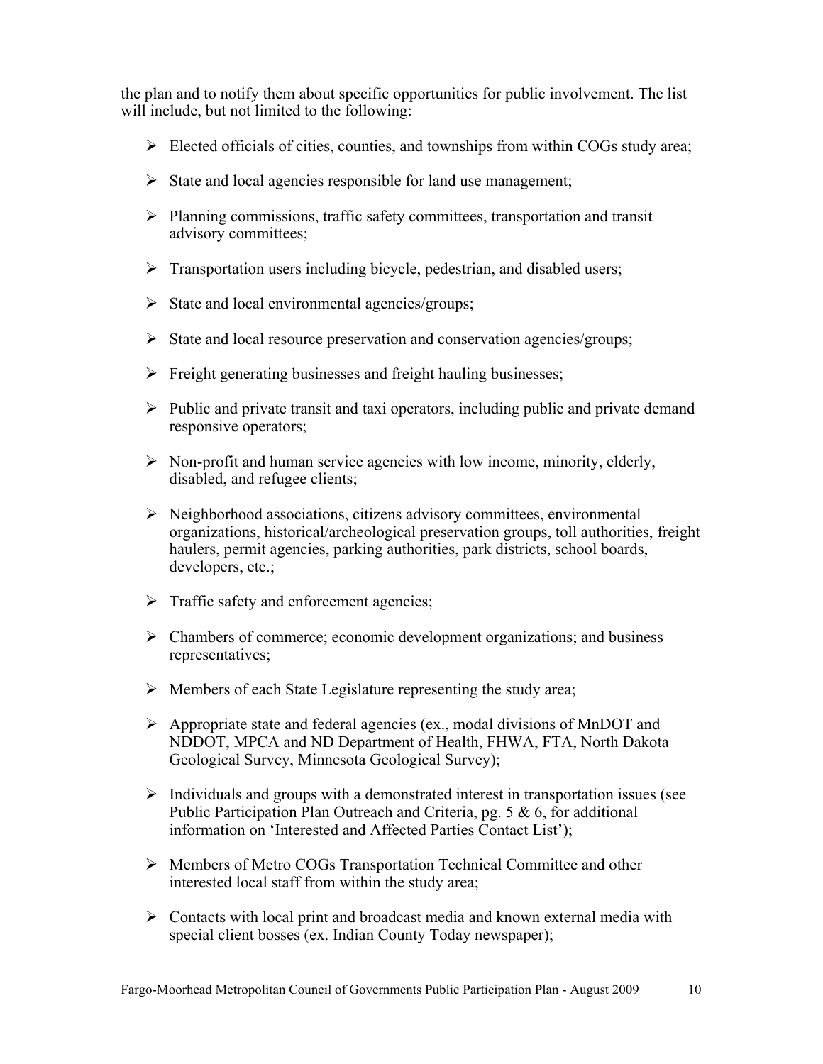the plan and to notify them about specific opportunities for public involvement. The list will include, but not limited to the following:

- Elected officials of cities, counties, and townships from within COGs study area;
- State and local agencies responsible for land use management;
- Planning commissions, traffic safety committees, transportation and transit advisory committees;
- Transportation users including bicycle, pedestrian, and disabled users;
- State and local environmental agencies/groups;
- State and local resource preservation and conservation agencies/groups;
- Freight generating businesses and freight hauling businesses;
- Public and private transit and taxi operators, including public and private demand responsive operators;
- Non-profit and human service agencies with low income, minority, elderly, disabled, and refugee clients;
- Neighborhood associations, citizens advisory committees, environmental organizations, historical/archeological preservation groups, toll authorities, freight haulers, permit agencies, parking authorities, park districts, school boards, developers, etc.;
- Traffic safety and enforcement agencies;
- Chambers of commerce; economic development organizations; and business representatives;
- Members of each State Legislature representing the study area;
- Appropriate state and federal agencies (ex., modal divisions of MnDOT and NDDOT, MPCA and ND Department of Health, FHWA, FTA, North Dakota Geological Survey, Minnesota Geological Survey);
- Individuals and groups with a demonstrated interest in transportation issues (see Public Participation Plan Outreach and Criteria, pg. 5 & 6, for additional information on 'Interested and Affected Parties Contact List');
- Members of Metro COGs Transportation Technical Committee and other interested local staff from within the study area;
- Contacts with local print and broadcast media and known external media with special client bosses (ex. Indian County Today newspaper);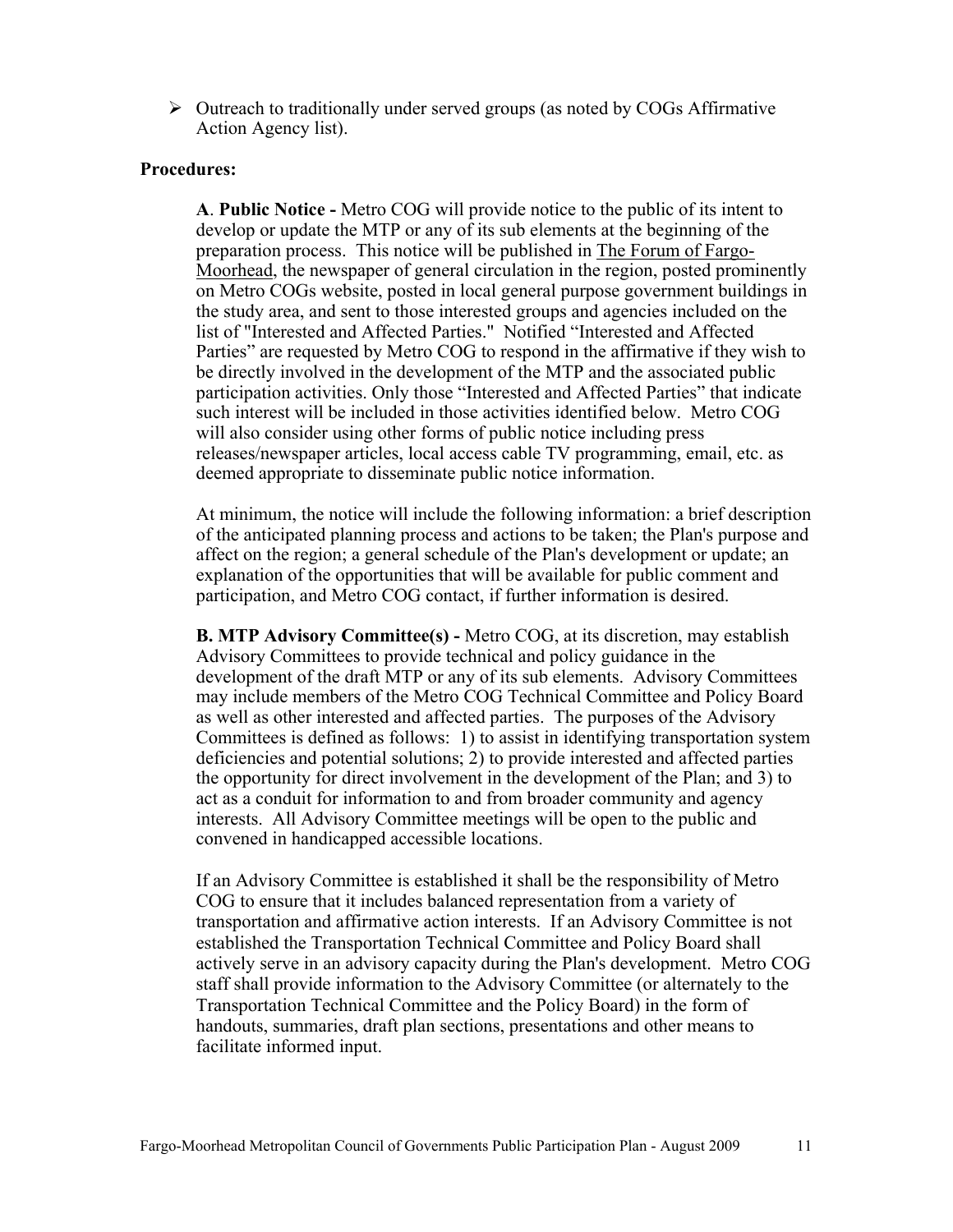- Outreach to traditionally under served groups (as noted by COGs Affirmative Action Agency list).

**Procedures:**

**A**. **Public Notice -** Metro COG will provide notice to the public of its intent to develop or update the MTP or any of its sub elements at the beginning of the preparation process. This notice will be published in The Forum of Fargo-Moorhead, the newspaper of general circulation in the region, posted prominently on Metro COGs website, posted in local general purpose government buildings in the study area, and sent to those interested groups and agencies included on the list of "Interested and Affected Parties." Notified "Interested and Affected Parties" are requested by Metro COG to respond in the affirmative if they wish to be directly involved in the development of the MTP and the associated public participation activities. Only those "Interested and Affected Parties" that indicate such interest will be included in those activities identified below. Metro COG will also consider using other forms of public notice including press releases/newspaper articles, local access cable TV programming, email, etc. as deemed appropriate to disseminate public notice information.

At minimum, the notice will include the following information: a brief description of the anticipated planning process and actions to be taken; the Plan's purpose and affect on the region; a general schedule of the Plan's development or update; an explanation of the opportunities that will be available for public comment and participation, and Metro COG contact, if further information is desired.

**B. MTP Advisory Committee(s) -** Metro COG, at its discretion, may establish Advisory Committees to provide technical and policy guidance in the development of the draft MTP or any of its sub elements. Advisory Committees may include members of the Metro COG Technical Committee and Policy Board as well as other interested and affected parties. The purposes of the Advisory Committees is defined as follows: 1) to assist in identifying transportation system deficiencies and potential solutions; 2) to provide interested and affected parties the opportunity for direct involvement in the development of the Plan; and 3) to act as a conduit for information to and from broader community and agency interests. All Advisory Committee meetings will be open to the public and convened in handicapped accessible locations.

If an Advisory Committee is established it shall be the responsibility of Metro COG to ensure that it includes balanced representation from a variety of transportation and affirmative action interests. If an Advisory Committee is not established the Transportation Technical Committee and Policy Board shall actively serve in an advisory capacity during the Plan's development. Metro COG staff shall provide information to the Advisory Committee (or alternately to the Transportation Technical Committee and the Policy Board) in the form of handouts, summaries, draft plan sections, presentations and other means to facilitate informed input.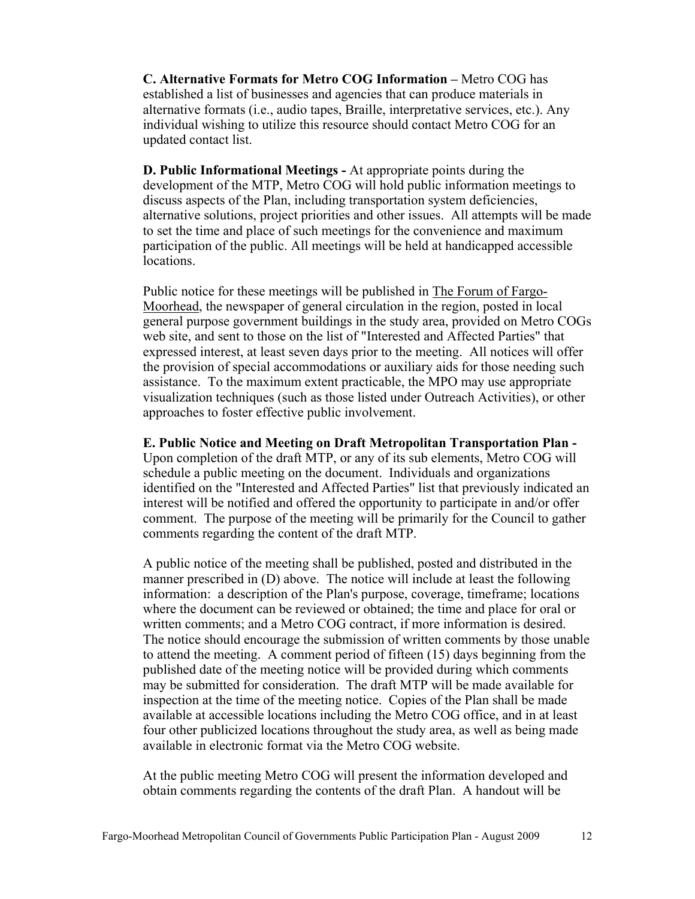**C. Alternative Formats for Metro COG Information –** Metro COG has established a list of businesses and agencies that can produce materials in alternative formats (i.e., audio tapes, Braille, interpretative services, etc.). Any individual wishing to utilize this resource should contact Metro COG for an updated contact list.

**D. Public Informational Meetings -** At appropriate points during the development of the MTP, Metro COG will hold public information meetings to discuss aspects of the Plan, including transportation system deficiencies, alternative solutions, project priorities and other issues. All attempts will be made to set the time and place of such meetings for the convenience and maximum participation of the public. All meetings will be held at handicapped accessible locations.

Public notice for these meetings will be published in The Forum of Fargo-Moorhead, the newspaper of general circulation in the region, posted in local general purpose government buildings in the study area, provided on Metro COGs web site, and sent to those on the list of "Interested and Affected Parties" that expressed interest, at least seven days prior to the meeting. All notices will offer the provision of special accommodations or auxiliary aids for those needing such assistance. To the maximum extent practicable, the MPO may use appropriate visualization techniques (such as those listed under Outreach Activities), or other approaches to foster effective public involvement.

**E. Public Notice and Meeting on Draft Metropolitan Transportation Plan -** Upon completion of the draft MTP, or any of its sub elements, Metro COG will schedule a public meeting on the document. Individuals and organizations identified on the "Interested and Affected Parties" list that previously indicated an interest will be notified and offered the opportunity to participate in and/or offer comment. The purpose of the meeting will be primarily for the Council to gather comments regarding the content of the draft MTP.

A public notice of the meeting shall be published, posted and distributed in the manner prescribed in (D) above. The notice will include at least the following information: a description of the Plan's purpose, coverage, timeframe; locations where the document can be reviewed or obtained; the time and place for oral or written comments; and a Metro COG contract, if more information is desired. The notice should encourage the submission of written comments by those unable to attend the meeting. A comment period of fifteen (15) days beginning from the published date of the meeting notice will be provided during which comments may be submitted for consideration. The draft MTP will be made available for inspection at the time of the meeting notice. Copies of the Plan shall be made available at accessible locations including the Metro COG office, and in at least four other publicized locations throughout the study area, as well as being made available in electronic format via the Metro COG website.

At the public meeting Metro COG will present the information developed and obtain comments regarding the contents of the draft Plan. A handout will be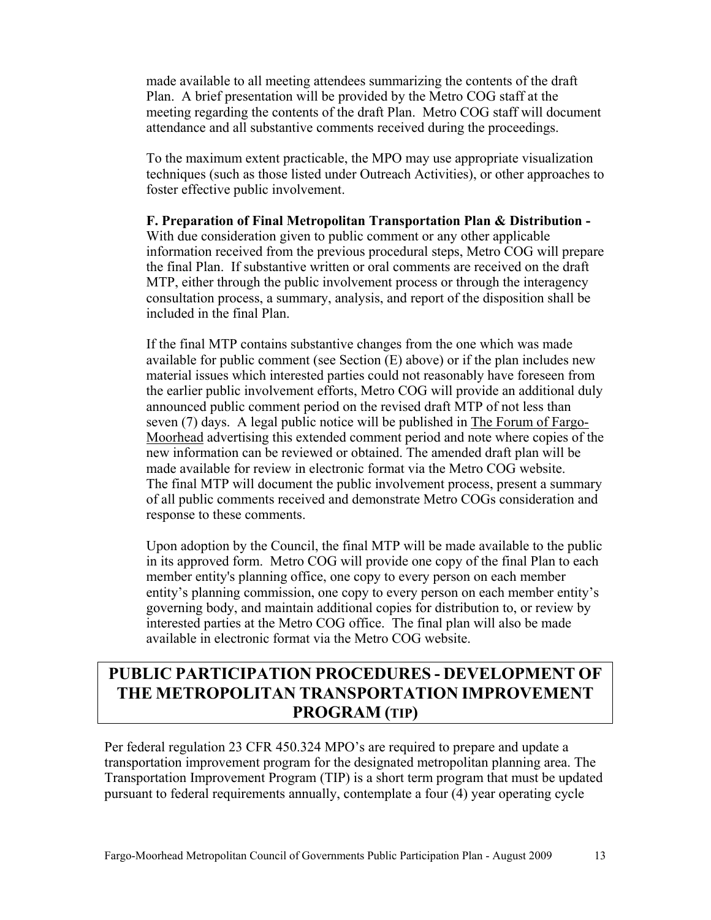made available to all meeting attendees summarizing the contents of the draft Plan. A brief presentation will be provided by the Metro COG staff at the meeting regarding the contents of the draft Plan. Metro COG staff will document attendance and all substantive comments received during the proceedings.

To the maximum extent practicable, the MPO may use appropriate visualization techniques (such as those listed under Outreach Activities), or other approaches to foster effective public involvement.

**F. Preparation of Final Metropolitan Transportation Plan & Distribution -** With due consideration given to public comment or any other applicable information received from the previous procedural steps, Metro COG will prepare the final Plan. If substantive written or oral comments are received on the draft MTP, either through the public involvement process or through the interagency consultation process, a summary, analysis, and report of the disposition shall be included in the final Plan.

If the final MTP contains substantive changes from the one which was made available for public comment (see Section (E) above) or if the plan includes new material issues which interested parties could not reasonably have foreseen from the earlier public involvement efforts, Metro COG will provide an additional duly announced public comment period on the revised draft MTP of not less than seven (7) days. A legal public notice will be published in The Forum of Fargo-Moorhead advertising this extended comment period and note where copies of the new information can be reviewed or obtained. The amended draft plan will be made available for review in electronic format via the Metro COG website. The final MTP will document the public involvement process, present a summary of all public comments received and demonstrate Metro COGs consideration and response to these comments.

Upon adoption by the Council, the final MTP will be made available to the public in its approved form. Metro COG will provide one copy of the final Plan to each member entity's planning office, one copy to every person on each member entity's planning commission, one copy to every person on each member entity's governing body, and maintain additional copies for distribution to, or review by interested parties at the Metro COG office. The final plan will also be made available in electronic format via the Metro COG website.

## PUBLIC PARTICIPATION PROCEDURES - DEVELOPMENT OF THE METROPOLITAN TRANSPORTATION IMPROVEMENT PROGRAM (TIP)

Per federal regulation 23 CFR 450.324 MPO's are required to prepare and update a transportation improvement program for the designated metropolitan planning area. The Transportation Improvement Program (TIP) is a short term program that must be updated pursuant to federal requirements annually, contemplate a four (4) year operating cycle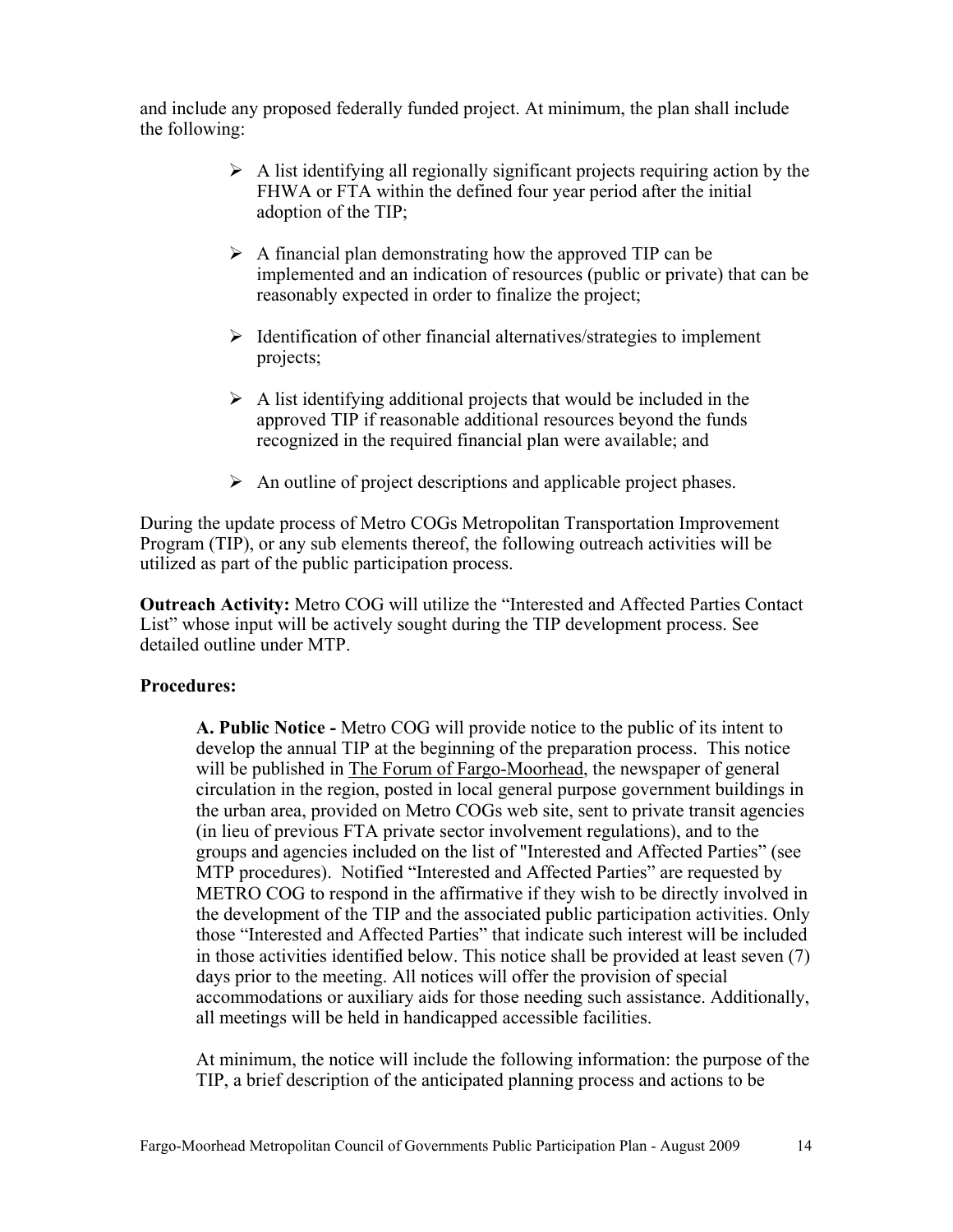and include any proposed federally funded project. At minimum, the plan shall include the following:

- A list identifying all regionally significant projects requiring action by the FHWA or FTA within the defined four year period after the initial adoption of the TIP;
- A financial plan demonstrating how the approved TIP can be implemented and an indication of resources (public or private) that can be reasonably expected in order to finalize the project;
- Identification of other financial alternatives/strategies to implement projects;
- A list identifying additional projects that would be included in the approved TIP if reasonable additional resources beyond the funds recognized in the required financial plan were available; and
- An outline of project descriptions and applicable project phases.

During the update process of Metro COGs Metropolitan Transportation Improvement Program (TIP), or any sub elements thereof, the following outreach activities will be utilized as part of the public participation process.

**Outreach Activity:** Metro COG will utilize the "Interested and Affected Parties Contact List" whose input will be actively sought during the TIP development process. See detailed outline under MTP.

**Procedures:**

**A. Public Notice -** Metro COG will provide notice to the public of its intent to develop the annual TIP at the beginning of the preparation process. This notice will be published in The Forum of Fargo-Moorhead, the newspaper of general circulation in the region, posted in local general purpose government buildings in the urban area, provided on Metro COGs web site, sent to private transit agencies (in lieu of previous FTA private sector involvement regulations), and to the groups and agencies included on the list of "Interested and Affected Parties" (see MTP procedures). Notified "Interested and Affected Parties" are requested by METRO COG to respond in the affirmative if they wish to be directly involved in the development of the TIP and the associated public participation activities. Only those "Interested and Affected Parties" that indicate such interest will be included in those activities identified below. This notice shall be provided at least seven (7) days prior to the meeting. All notices will offer the provision of special accommodations or auxiliary aids for those needing such assistance. Additionally, all meetings will be held in handicapped accessible facilities.

At minimum, the notice will include the following information: the purpose of the TIP, a brief description of the anticipated planning process and actions to be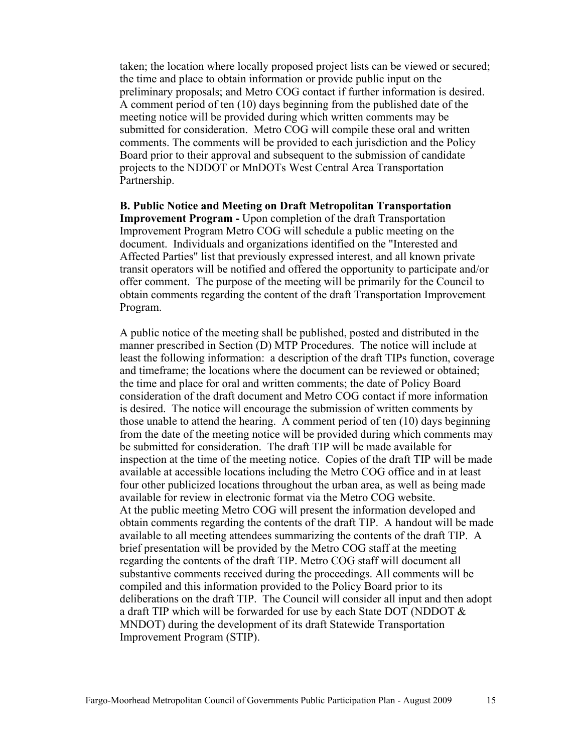taken; the location where locally proposed project lists can be viewed or secured; the time and place to obtain information or provide public input on the preliminary proposals; and Metro COG contact if further information is desired. A comment period of ten (10) days beginning from the published date of the meeting notice will be provided during which written comments may be submitted for consideration. Metro COG will compile these oral and written comments. The comments will be provided to each jurisdiction and the Policy Board prior to their approval and subsequent to the submission of candidate projects to the NDDOT or MnDOTs West Central Area Transportation Partnership.

**B. Public Notice and Meeting on Draft Metropolitan Transportation Improvement Program -** Upon completion of the draft Transportation Improvement Program Metro COG will schedule a public meeting on the document. Individuals and organizations identified on the "Interested and Affected Parties" list that previously expressed interest, and all known private transit operators will be notified and offered the opportunity to participate and/or offer comment. The purpose of the meeting will be primarily for the Council to obtain comments regarding the content of the draft Transportation Improvement Program.

A public notice of the meeting shall be published, posted and distributed in the manner prescribed in Section (D) MTP Procedures. The notice will include at least the following information: a description of the draft TIPs function, coverage and timeframe; the locations where the document can be reviewed or obtained; the time and place for oral and written comments; the date of Policy Board consideration of the draft document and Metro COG contact if more information is desired. The notice will encourage the submission of written comments by those unable to attend the hearing. A comment period of ten (10) days beginning from the date of the meeting notice will be provided during which comments may be submitted for consideration. The draft TIP will be made available for inspection at the time of the meeting notice. Copies of the draft TIP will be made available at accessible locations including the Metro COG office and in at least four other publicized locations throughout the urban area, as well as being made available for review in electronic format via the Metro COG website.
At the public meeting Metro COG will present the information developed and obtain comments regarding the contents of the draft TIP. A handout will be made available to all meeting attendees summarizing the contents of the draft TIP. A brief presentation will be provided by the Metro COG staff at the meeting regarding the contents of the draft TIP. Metro COG staff will document all substantive comments received during the proceedings. All comments will be compiled and this information provided to the Policy Board prior to its deliberations on the draft TIP. The Council will consider all input and then adopt a draft TIP which will be forwarded for use by each State DOT (NDDOT & MNDOT) during the development of its draft Statewide Transportation Improvement Program (STIP).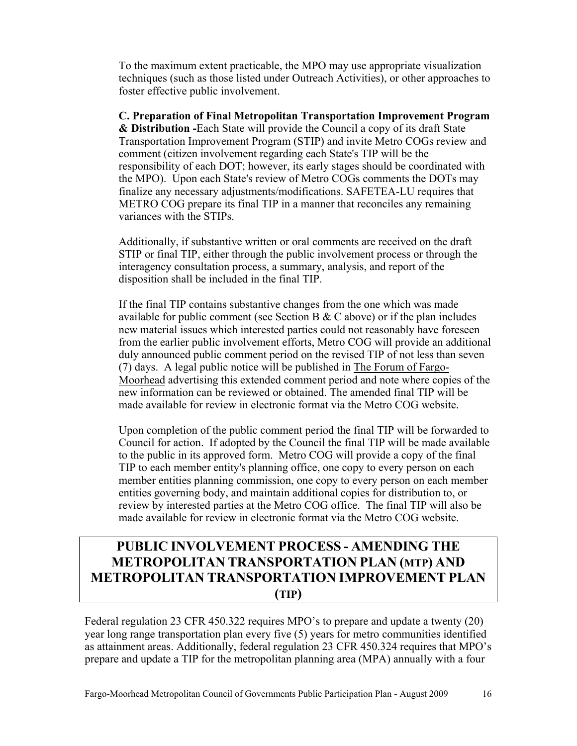To the maximum extent practicable, the MPO may use appropriate visualization techniques (such as those listed under Outreach Activities), or other approaches to foster effective public involvement.

**C. Preparation of Final Metropolitan Transportation Improvement Program & Distribution -**Each State will provide the Council a copy of its draft State Transportation Improvement Program (STIP) and invite Metro COGs review and comment (citizen involvement regarding each State's TIP will be the responsibility of each DOT; however, its early stages should be coordinated with the MPO). Upon each State's review of Metro COGs comments the DOTs may finalize any necessary adjustments/modifications. SAFETEA-LU requires that METRO COG prepare its final TIP in a manner that reconciles any remaining variances with the STIPs.

Additionally, if substantive written or oral comments are received on the draft STIP or final TIP, either through the public involvement process or through the interagency consultation process, a summary, analysis, and report of the disposition shall be included in the final TIP.

If the final TIP contains substantive changes from the one which was made available for public comment (see Section B & C above) or if the plan includes new material issues which interested parties could not reasonably have foreseen from the earlier public involvement efforts, Metro COG will provide an additional duly announced public comment period on the revised TIP of not less than seven (7) days. A legal public notice will be published in The Forum of Fargo-Moorhead advertising this extended comment period and note where copies of the new information can be reviewed or obtained. The amended final TIP will be made available for review in electronic format via the Metro COG website.

Upon completion of the public comment period the final TIP will be forwarded to Council for action. If adopted by the Council the final TIP will be made available to the public in its approved form. Metro COG will provide a copy of the final TIP to each member entity's planning office, one copy to every person on each member entities planning commission, one copy to every person on each member entities governing body, and maintain additional copies for distribution to, or review by interested parties at the Metro COG office. The final TIP will also be made available for review in electronic format via the Metro COG website.

## PUBLIC INVOLVEMENT PROCESS - AMENDING THE METROPOLITAN TRANSPORTATION PLAN (MTP) AND METROPOLITAN TRANSPORTATION IMPROVEMENT PLAN (TIP)

Federal regulation 23 CFR 450.322 requires MPO's to prepare and update a twenty (20) year long range transportation plan every five (5) years for metro communities identified as attainment areas. Additionally, federal regulation 23 CFR 450.324 requires that MPO's prepare and update a TIP for the metropolitan planning area (MPA) annually with a four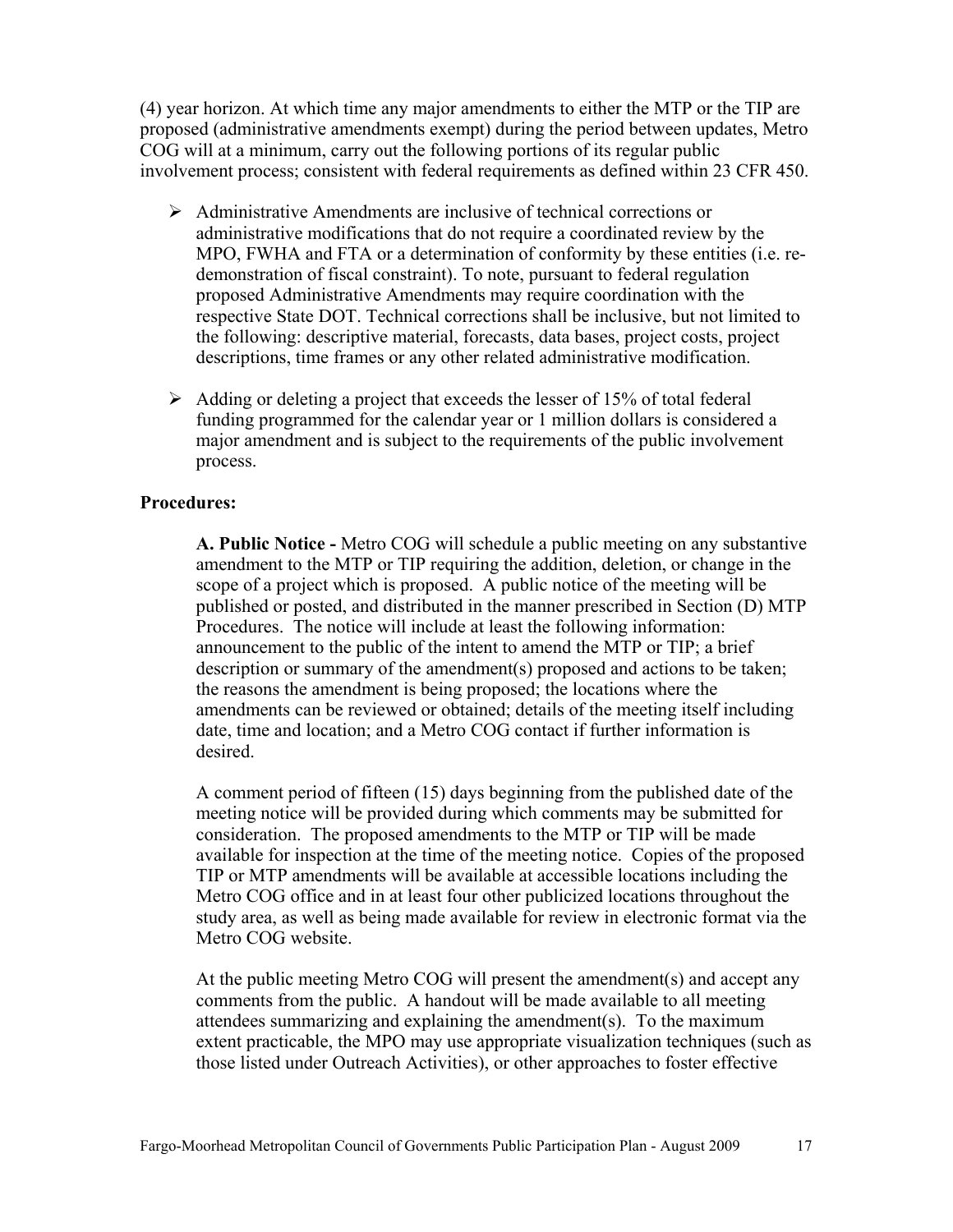(4) year horizon. At which time any major amendments to either the MTP or the TIP are proposed (administrative amendments exempt) during the period between updates, Metro COG will at a minimum, carry out the following portions of its regular public involvement process; consistent with federal requirements as defined within 23 CFR 450.

- Administrative Amendments are inclusive of technical corrections or administrative modifications that do not require a coordinated review by the MPO, FWHA and FTA or a determination of conformity by these entities (i.e. re-demonstration of fiscal constraint). To note, pursuant to federal regulation proposed Administrative Amendments may require coordination with the respective State DOT. Technical corrections shall be inclusive, but not limited to the following: descriptive material, forecasts, data bases, project costs, project descriptions, time frames or any other related administrative modification.

- Adding or deleting a project that exceeds the lesser of 15% of total federal funding programmed for the calendar year or 1 million dollars is considered a major amendment and is subject to the requirements of the public involvement process.

**Procedures:**

**A. Public Notice -** Metro COG will schedule a public meeting on any substantive amendment to the MTP or TIP requiring the addition, deletion, or change in the scope of a project which is proposed. A public notice of the meeting will be published or posted, and distributed in the manner prescribed in Section (D) MTP Procedures. The notice will include at least the following information: announcement to the public of the intent to amend the MTP or TIP; a brief description or summary of the amendment(s) proposed and actions to be taken; the reasons the amendment is being proposed; the locations where the amendments can be reviewed or obtained; details of the meeting itself including date, time and location; and a Metro COG contact if further information is desired.

A comment period of fifteen (15) days beginning from the published date of the meeting notice will be provided during which comments may be submitted for consideration. The proposed amendments to the MTP or TIP will be made available for inspection at the time of the meeting notice. Copies of the proposed TIP or MTP amendments will be available at accessible locations including the Metro COG office and in at least four other publicized locations throughout the study area, as well as being made available for review in electronic format via the Metro COG website.

At the public meeting Metro COG will present the amendment(s) and accept any comments from the public. A handout will be made available to all meeting attendees summarizing and explaining the amendment(s). To the maximum extent practicable, the MPO may use appropriate visualization techniques (such as those listed under Outreach Activities), or other approaches to foster effective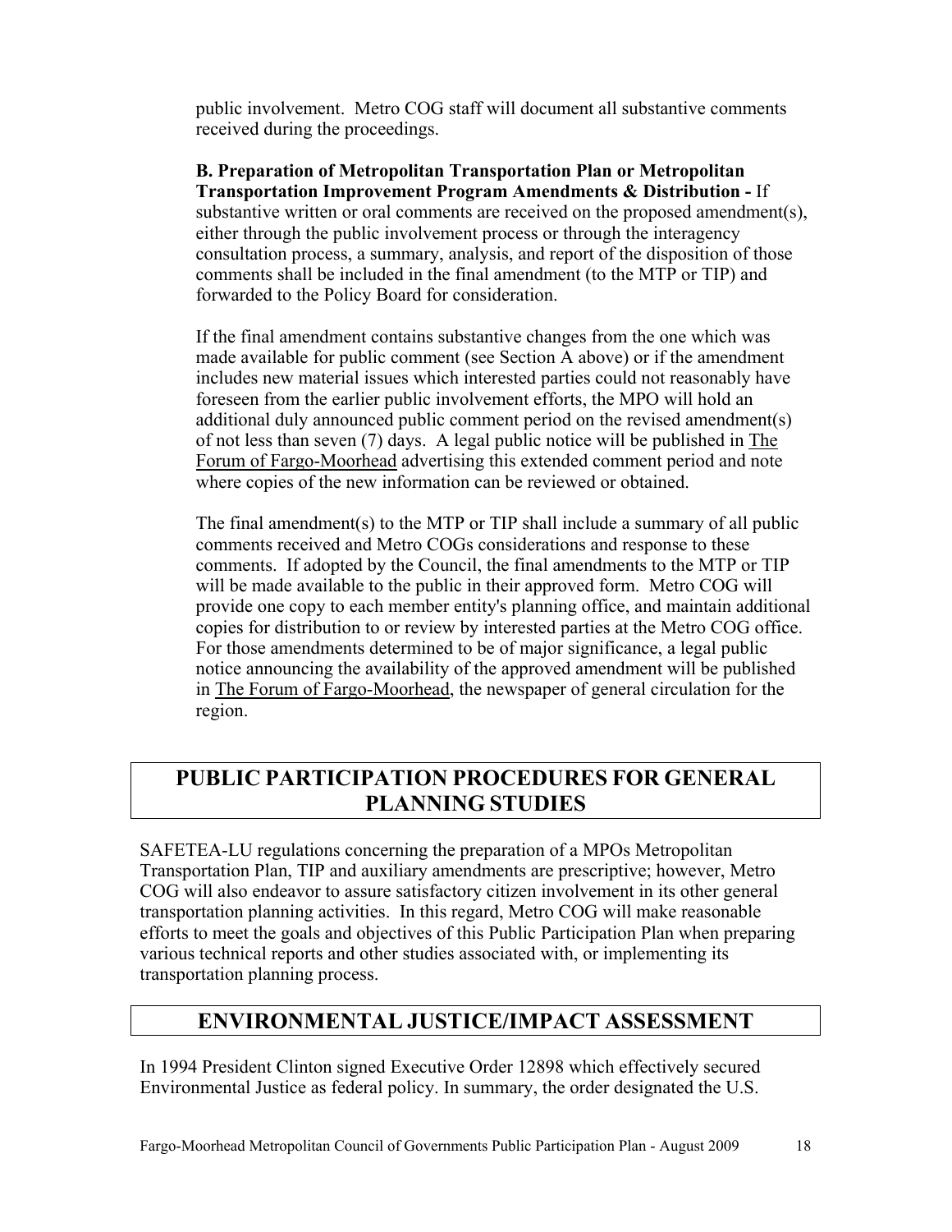public involvement. Metro COG staff will document all substantive comments received during the proceedings.

**B. Preparation of Metropolitan Transportation Plan or Metropolitan Transportation Improvement Program Amendments & Distribution -** If substantive written or oral comments are received on the proposed amendment(s), either through the public involvement process or through the interagency consultation process, a summary, analysis, and report of the disposition of those comments shall be included in the final amendment (to the MTP or TIP) and forwarded to the Policy Board for consideration.

If the final amendment contains substantive changes from the one which was made available for public comment (see Section A above) or if the amendment includes new material issues which interested parties could not reasonably have foreseen from the earlier public involvement efforts, the MPO will hold an additional duly announced public comment period on the revised amendment(s) of not less than seven (7) days. A legal public notice will be published in The Forum of Fargo-Moorhead advertising this extended comment period and note where copies of the new information can be reviewed or obtained.

The final amendment(s) to the MTP or TIP shall include a summary of all public comments received and Metro COGs considerations and response to these comments. If adopted by the Council, the final amendments to the MTP or TIP will be made available to the public in their approved form. Metro COG will provide one copy to each member entity's planning office, and maintain additional copies for distribution to or review by interested parties at the Metro COG office. For those amendments determined to be of major significance, a legal public notice announcing the availability of the approved amendment will be published in The Forum of Fargo-Moorhead, the newspaper of general circulation for the region.

## PUBLIC PARTICIPATION PROCEDURES FOR GENERAL PLANNING STUDIES

SAFETEA-LU regulations concerning the preparation of a MPOs Metropolitan Transportation Plan, TIP and auxiliary amendments are prescriptive; however, Metro COG will also endeavor to assure satisfactory citizen involvement in its other general transportation planning activities. In this regard, Metro COG will make reasonable efforts to meet the goals and objectives of this Public Participation Plan when preparing various technical reports and other studies associated with, or implementing its transportation planning process.

## ENVIRONMENTAL JUSTICE/IMPACT ASSESSMENT

In 1994 President Clinton signed Executive Order 12898 which effectively secured Environmental Justice as federal policy. In summary, the order designated the U.S.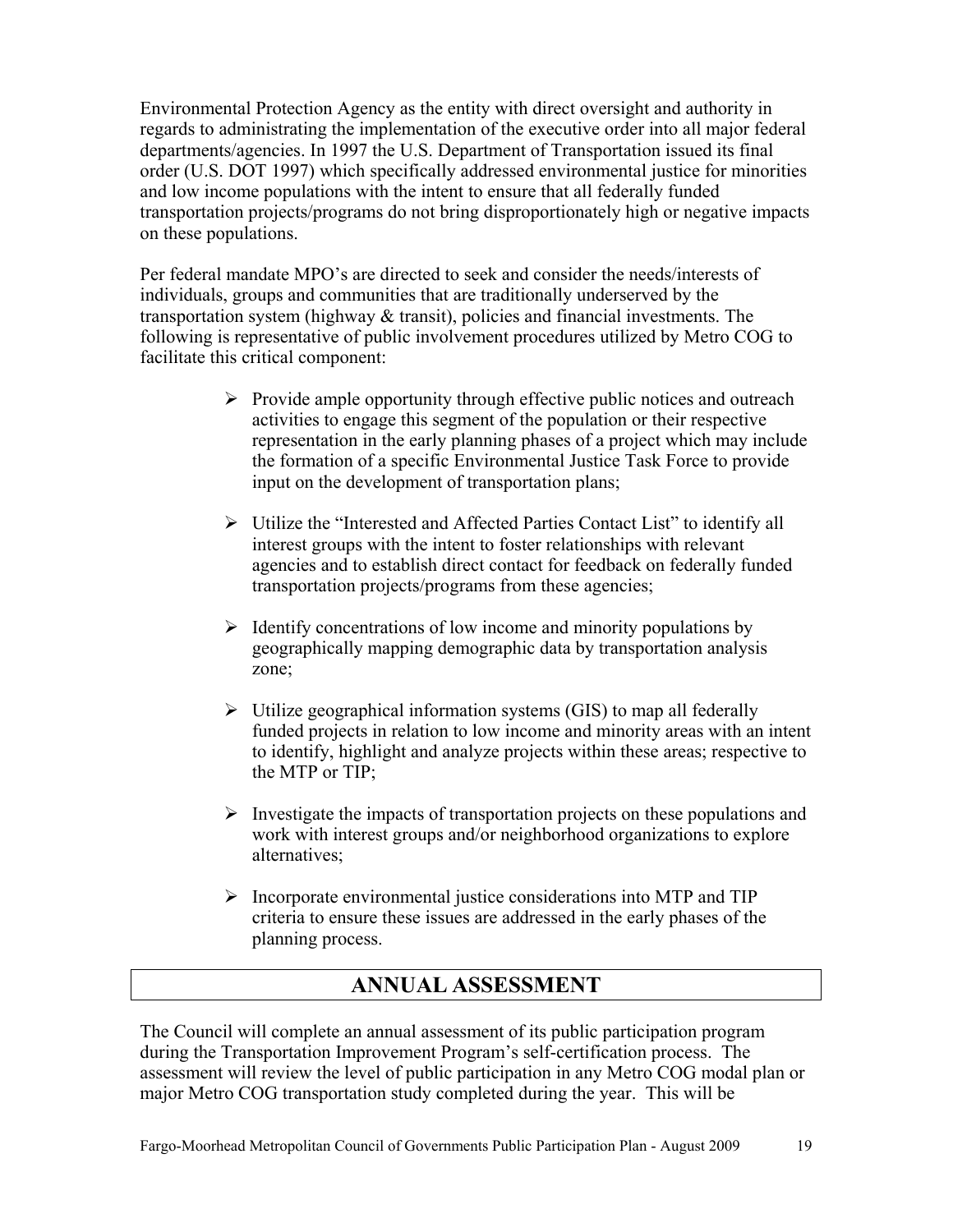Environmental Protection Agency as the entity with direct oversight and authority in regards to administrating the implementation of the executive order into all major federal departments/agencies. In 1997 the U.S. Department of Transportation issued its final order (U.S. DOT 1997) which specifically addressed environmental justice for minorities and low income populations with the intent to ensure that all federally funded transportation projects/programs do not bring disproportionately high or negative impacts on these populations.

Per federal mandate MPO's are directed to seek and consider the needs/interests of individuals, groups and communities that are traditionally underserved by the transportation system (highway & transit), policies and financial investments. The following is representative of public involvement procedures utilized by Metro COG to facilitate this critical component:

- Provide ample opportunity through effective public notices and outreach activities to engage this segment of the population or their respective representation in the early planning phases of a project which may include the formation of a specific Environmental Justice Task Force to provide input on the development of transportation plans;
- Utilize the "Interested and Affected Parties Contact List" to identify all interest groups with the intent to foster relationships with relevant agencies and to establish direct contact for feedback on federally funded transportation projects/programs from these agencies;
- Identify concentrations of low income and minority populations by geographically mapping demographic data by transportation analysis zone;
- Utilize geographical information systems (GIS) to map all federally funded projects in relation to low income and minority areas with an intent to identify, highlight and analyze projects within these areas; respective to the MTP or TIP;
- Investigate the impacts of transportation projects on these populations and work with interest groups and/or neighborhood organizations to explore alternatives;
- Incorporate environmental justice considerations into MTP and TIP criteria to ensure these issues are addressed in the early phases of the planning process.

## ANNUAL ASSESSMENT

The Council will complete an annual assessment of its public participation program during the Transportation Improvement Program's self-certification process. The assessment will review the level of public participation in any Metro COG modal plan or major Metro COG transportation study completed during the year. This will be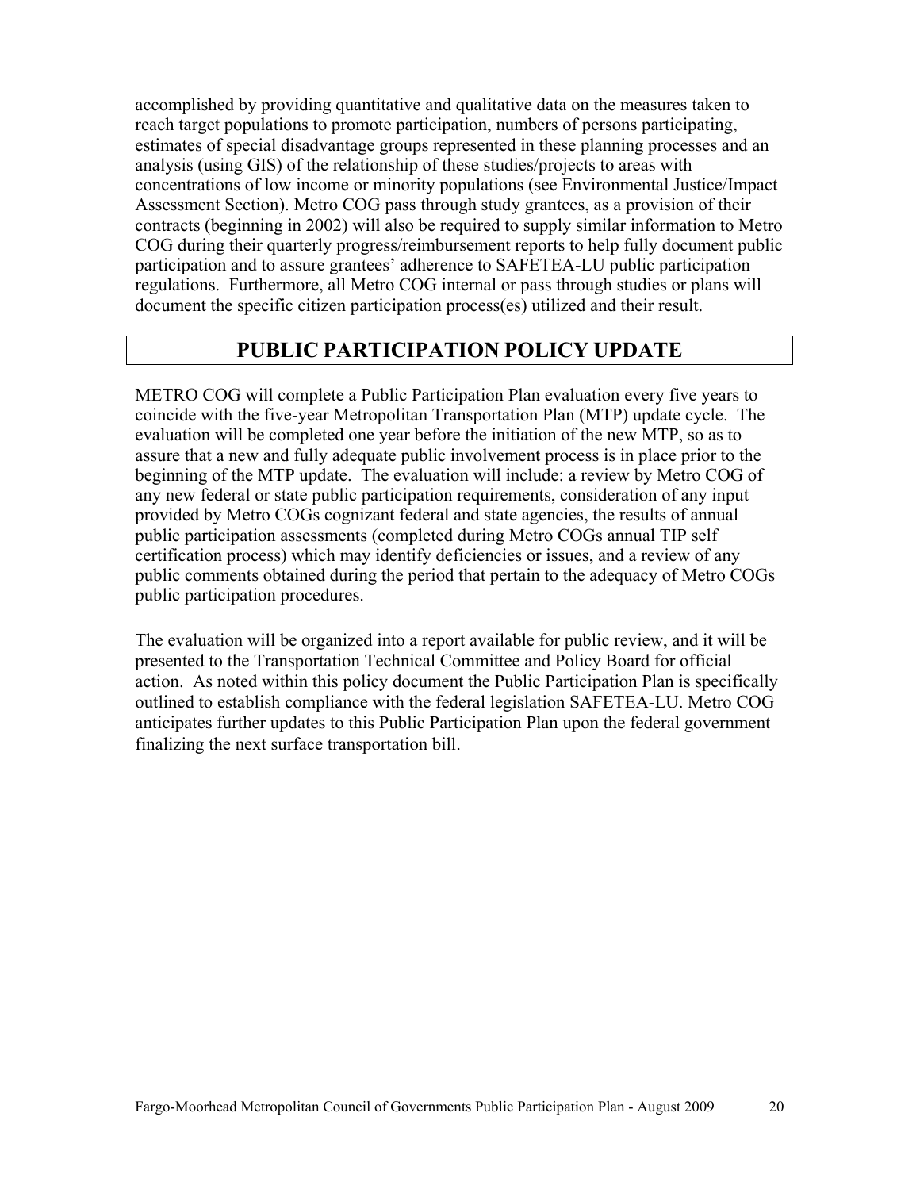accomplished by providing quantitative and qualitative data on the measures taken to reach target populations to promote participation, numbers of persons participating, estimates of special disadvantage groups represented in these planning processes and an analysis (using GIS) of the relationship of these studies/projects to areas with concentrations of low income or minority populations (see Environmental Justice/Impact Assessment Section). Metro COG pass through study grantees, as a provision of their contracts (beginning in 2002) will also be required to supply similar information to Metro COG during their quarterly progress/reimbursement reports to help fully document public participation and to assure grantees' adherence to SAFETEA-LU public participation regulations. Furthermore, all Metro COG internal or pass through studies or plans will document the specific citizen participation process(es) utilized and their result.

## PUBLIC PARTICIPATION POLICY UPDATE

METRO COG will complete a Public Participation Plan evaluation every five years to coincide with the five-year Metropolitan Transportation Plan (MTP) update cycle. The evaluation will be completed one year before the initiation of the new MTP, so as to assure that a new and fully adequate public involvement process is in place prior to the beginning of the MTP update. The evaluation will include: a review by Metro COG of any new federal or state public participation requirements, consideration of any input provided by Metro COGs cognizant federal and state agencies, the results of annual public participation assessments (completed during Metro COGs annual TIP self certification process) which may identify deficiencies or issues, and a review of any public comments obtained during the period that pertain to the adequacy of Metro COGs public participation procedures.

The evaluation will be organized into a report available for public review, and it will be presented to the Transportation Technical Committee and Policy Board for official action. As noted within this policy document the Public Participation Plan is specifically outlined to establish compliance with the federal legislation SAFETEA-LU. Metro COG anticipates further updates to this Public Participation Plan upon the federal government finalizing the next surface transportation bill.